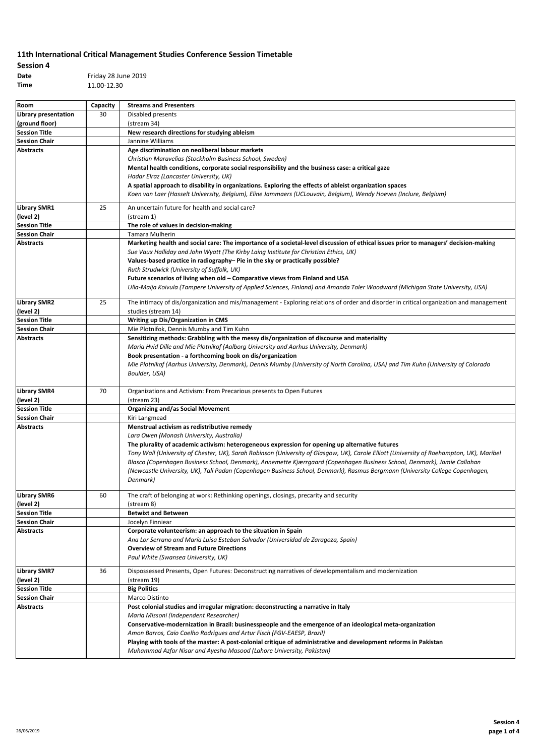# 11th International Critical Management Studies Conference Session Timetable

**Session 4**

**Date** Friday 28 June 2019

**Time** 11.00-12.30

| Room | Capacity | Streams and Presenters |
|---|---|---|
| **Library presentation (ground floor)** | 30 | Disabled presents (stream 34) |
| **Session Title** | | **New research directions for studying ableism** |
| **Session Chair** | | Jannine Williams |
| **Abstracts** | | **Age discrimination on neoliberal labour markets**<br>*Christian Maravelias (Stockholm Business School, Sweden)*<br>**Mental health conditions, corporate social responsibility and the business case: a critical gaze**<br>*Hadar Elraz (Lancaster University, UK)*<br>**A spatial approach to disability in organizations. Exploring the effects of ableist organization spaces**<br>*Koen van Laer (Hasselt University, Belgium), Eline Jammaers (UCLouvain, Belgium), Wendy Hoeven (Inclure, Belgium)* |
| **Library SMR1 (level 2)** | 25 | An uncertain future for health and social care? (stream 1) |
| **Session Title** | | **The role of values in decision-making** |
| **Session Chair** | | Tamara Mulherin |
| **Abstracts** | | **Marketing health and social care: The importance of a societal-level discussion of ethical issues prior to managers' decision-making**<br>*Sue Vaux Halliday and John Wyatt (The Kirby Laing Institute for Christian Ethics, UK)*<br>**Values-based practice in radiography– Pie in the sky or practically possible?**<br>*Ruth Strudwick (University of Suffolk, UK)*<br>**Future scenarios of living when old – Comparative views from Finland and USA**<br>*Ulla-Maija Koivula (Tampere University of Applied Sciences, Finland) and Amanda Toler Woodward (Michigan State University, USA)* |
| **Library SMR2 (level 2)** | 25 | The intimacy of dis/organization and mis/management - Exploring relations of order and disorder in critical organization and management studies (stream 14) |
| **Session Title** | | **Writing up Dis/Organization in CMS** |
| **Session Chair** | | Mie Plotnifok, Dennis Mumby and Tim Kuhn |
| **Abstracts** | | **Sensitizing methods: Grabbling with the messy dis/organization of discourse and materiality**<br>*Maria Hvid Dille and Mie Plotnikof (Aalborg University and Aarhus University, Denmark)*<br>**Book presentation - a forthcoming book on dis/organization**<br>*Mie Plotnikof (Aarhus University, Denmark), Dennis Mumby (University of North Carolina, USA) and Tim Kuhn (University of Colorado Boulder, USA)* |
| **Library SMR4 (level 2)** | 70 | Organizations and Activism: From Precarious presents to Open Futures (stream 23) |
| **Session Title** | | **Organizing and/as Social Movement** |
| **Session Chair** | | Kiri Langmead |
| **Abstracts** | | **Menstrual activism as redistributive remedy**<br>*Lara Owen (Monash University, Australia)*<br>**The plurality of academic activism: heterogeneous expression for opening up alternative futures**<br>*Tony Wall (University of Chester, UK), Sarah Robinson (University of Glasgow, UK), Carole Elliott (University of Roehampton, UK), Maribel Blasco (Copenhagen Business School, Denmark), Annemette Kjærrgaard (Copenhagen Business School, Denmark), Jamie Callahan (Newcastle University, UK), Tali Padan (Copenhagen Business School, Denmark), Rasmus Bergmann (University College Copenhagen, Denmark)* |
| **Library SMR6 (level 2)** | 60 | The craft of belonging at work: Rethinking openings, closings, precarity and security (stream 8) |
| **Session Title** | | **Betwixt and Between** |
| **Session Chair** | | Jocelyn Finniear |
| **Abstracts** | | **Corporate volunteerism: an approach to the situation in Spain**<br>*Ana Lor Serrano and María Luisa Esteban Salvador (Universidad de Zaragoza, Spain)*<br>**Overview of Stream and Future Directions**<br>*Paul White (Swansea University, UK)* |
| **Library SMR7 (level 2)** | 36 | Dispossessed Presents, Open Futures: Deconstructing narratives of developmentalism and modernization (stream 19) |
| **Session Title** | | **Big Politics** |
| **Session Chair** | | Marco Distinto |
| **Abstracts** | | **Post colonial studies and irregular migration: deconstructing a narrative in Italy**<br>*Maria Missoni (Independent Researcher)*<br>**Conservative-modernization in Brazil: businesspeople and the emergence of an ideological meta-organization**<br>*Amon Barros, Caio Coelho Rodrigues and Artur Fisch (FGV-EAESP, Brazil)*<br>**Playing with tools of the master: A post-colonial critique of administrative and development reforms in Pakistan**<br>*Muhammad Azfar Nisar and Ayesha Masood (Lahore University, Pakistan)* |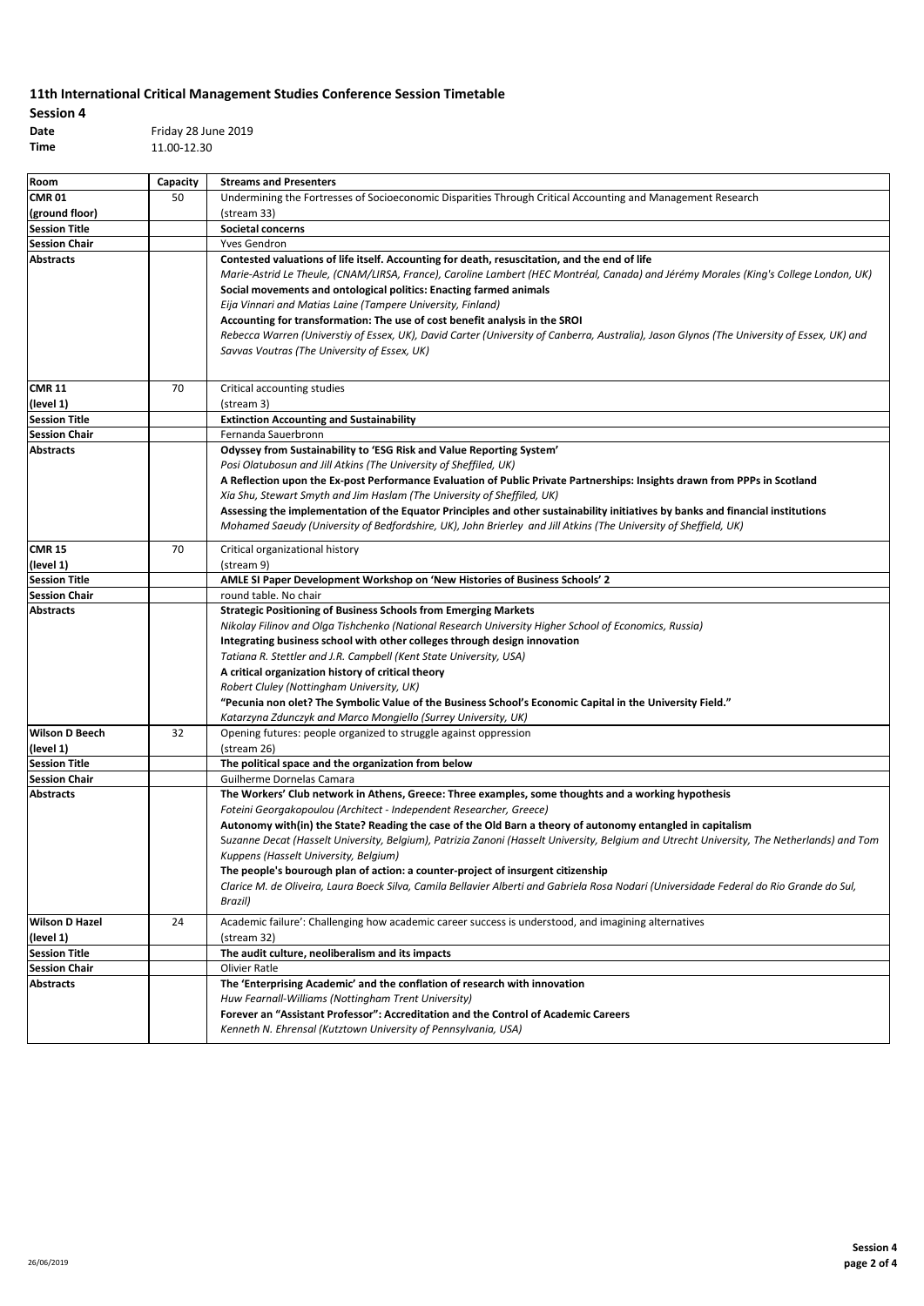# 11th International Critical Management Studies Conference Session Timetable

## Session 4

**Date** Friday 28 June 2019

**Time** 11.00-12.30

| Room | Capacity | Streams and Presenters |
|---|---|---|
| **CMR 01 (ground floor)** | 50 | Undermining the Fortresses of Socioeconomic Disparities Through Critical Accounting and Management Research (stream 33) |
| **Session Title** | | **Societal concerns** |
| **Session Chair** | | Yves Gendron |
| **Abstracts** | | **Contested valuations of life itself. Accounting for death, resuscitation, and the end of life** *Marie-Astrid Le Theule, (CNAM/LIRSA, France), Caroline Lambert (HEC Montréal, Canada) and Jérémy Morales (King's College London, UK)* **Social movements and ontological politics: Enacting farmed animals** *Eija Vinnari and Matias Laine (Tampere University, Finland)* **Accounting for transformation: The use of cost benefit analysis in the SROI** *Rebecca Warren (Universtiy of Essex, UK), David Carter (University of Canberra, Australia), Jason Glynos (The University of Essex, UK) and Savvas Voutras (The University of Essex, UK)* |
| **CMR 11 (level 1)** | 70 | Critical accounting studies (stream 3) |
| **Session Title** | | **Extinction Accounting and Sustainability** |
| **Session Chair** | | Fernanda Sauerbronn |
| **Abstracts** | | **Odyssey from Sustainability to 'ESG Risk and Value Reporting System'** *Posi Olatubosun and Jill Atkins (The University of Sheffiled, UK)* **A Reflection upon the Ex-post Performance Evaluation of Public Private Partnerships: Insights drawn from PPPs in Scotland** *Xia Shu, Stewart Smyth and Jim Haslam (The University of Sheffiled, UK)* **Assessing the implementation of the Equator Principles and other sustainability initiatives by banks and financial institutions** *Mohamed Saeudy (University of Bedfordshire, UK), John Brierley and Jill Atkins (The University of Sheffield, UK)* |
| **CMR 15 (level 1)** | 70 | Critical organizational history (stream 9) |
| **Session Title** | | **AMLE SI Paper Development Workshop on 'New Histories of Business Schools' 2** |
| **Session Chair** | | round table. No chair |
| **Abstracts** | | **Strategic Positioning of Business Schools from Emerging Markets** *Nikolay Filinov and Olga Tishchenko (National Research University Higher School of Economics, Russia)* **Integrating business school with other colleges through design innovation** *Tatiana R. Stettler and J.R. Campbell (Kent State University, USA)* **A critical organization history of critical theory** *Robert Cluley (Nottingham University, UK)* **"Pecunia non olet? The Symbolic Value of the Business School's Economic Capital in the University Field."** *Katarzyna Zdunczyk and Marco Mongiello (Surrey University, UK)* |
| **Wilson D Beech (level 1)** | 32 | Opening futures: people organized to struggle against oppression (stream 26) |
| **Session Title** | | **The political space and the organization from below** |
| **Session Chair** | | Guilherme Dornelas Camara |
| **Abstracts** | | **The Workers' Club network in Athens, Greece: Three examples, some thoughts and a working hypothesis** *Foteini Georgakopoulou (Architect - Independent Researcher, Greece)* **Autonomy with(in) the State? Reading the case of the Old Barn a theory of autonomy entangled in capitalism** *Suzanne Decat (Hasselt University, Belgium), Patrizia Zanoni (Hasselt University, Belgium and Utrecht University, The Netherlands) and Tom Kuppens (Hasselt University, Belgium)* **The people's bourough plan of action: a counter-project of insurgent citizenship** *Clarice M. de Oliveira, Laura Boeck Silva, Camila Bellavier Alberti and Gabriela Rosa Nodari (Universidade Federal do Rio Grande do Sul, Brazil)* |
| **Wilson D Hazel (level 1)** | 24 | Academic failure': Challenging how academic career success is understood, and imagining alternatives (stream 32) |
| **Session Title** | | **The audit culture, neoliberalism and its impacts** |
| **Session Chair** | | Olivier Ratle |
| **Abstracts** | | **The 'Enterprising Academic' and the conflation of research with innovation** *Huw Fearnall-Williams (Nottingham Trent University)* **Forever an "Assistant Professor": Accreditation and the Control of Academic Careers** *Kenneth N. Ehrensal (Kutztown University of Pennsylvania, USA)* |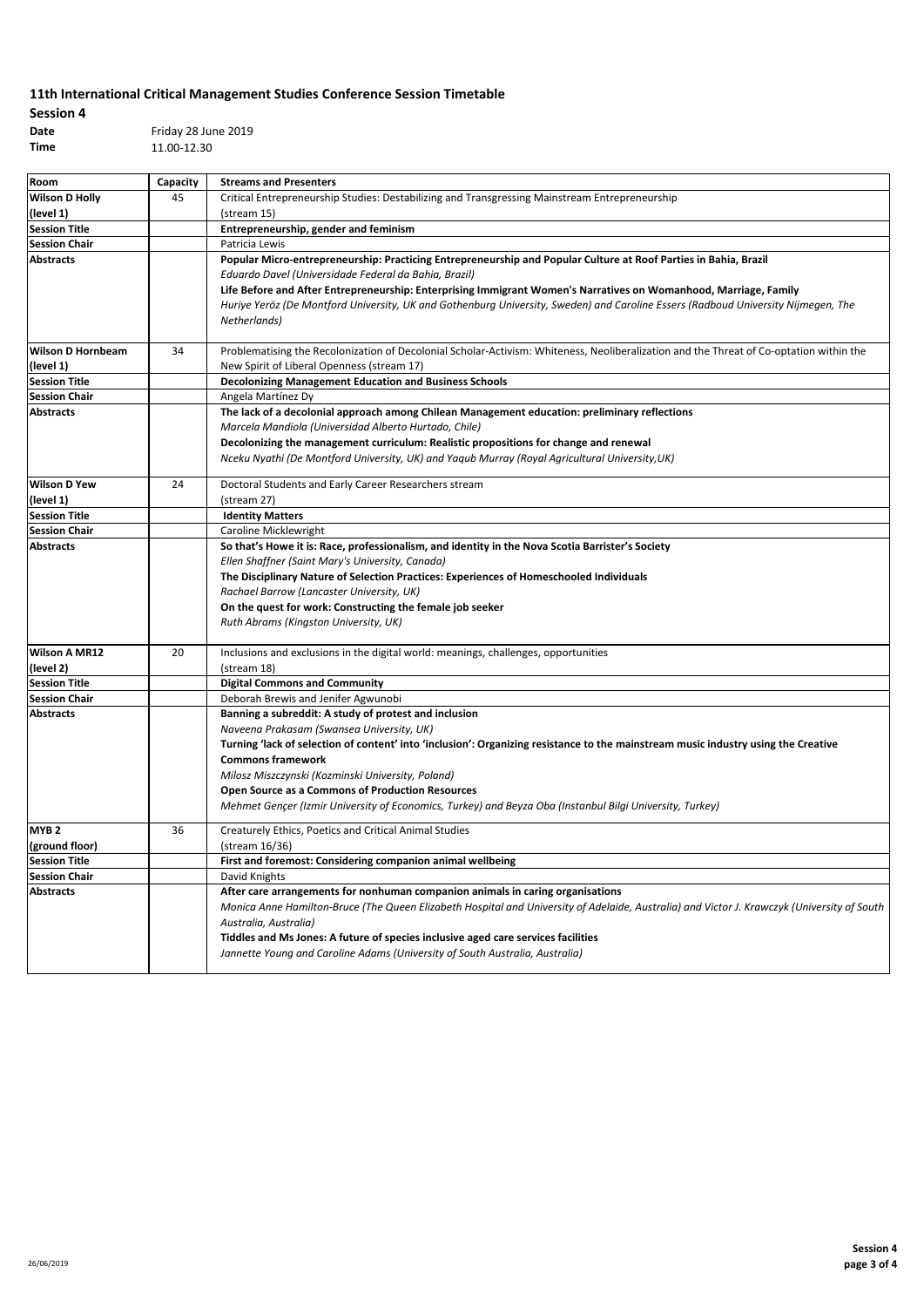## 11th International Critical Management Studies Conference Session Timetable

**Session 4**

**Date** Friday 28 June 2019
**Time** 11.00-12.30

| Room | Capacity | Streams and Presenters |
|---|---|---|
| **Wilson D Holly (level 1)** | 45 | Critical Entrepreneurship Studies: Destabilizing and Transgressing Mainstream Entrepreneurship (stream 15) |
| **Session Title** | | **Entrepreneurship, gender and feminism** |
| **Session Chair** | | Patricia Lewis |
| **Abstracts** | | **Popular Micro-entrepreneurship: Practicing Entrepreneurship and Popular Culture at Roof Parties in Bahia, Brazil**<br>*Eduardo Davel (Universidade Federal da Bahia, Brazil)*<br>**Life Before and After Entrepreneurship: Enterprising Immigrant Women's Narratives on Womanhood, Marriage, Family**<br>*Huriye Yeröz (De Montford University, UK and Gothenburg University, Sweden) and Caroline Essers (Radboud University Nijmegen, The Netherlands)* |
| **Wilson D Hornbeam (level 1)** | 34 | Problematising the Recolonization of Decolonial Scholar-Activism: Whiteness, Neoliberalization and the Threat of Co-optation within the New Spirit of Liberal Openness (stream 17) |
| **Session Title** | | **Decolonizing Management Education and Business Schools** |
| **Session Chair** | | Angela Martínez Dy |
| **Abstracts** | | **The lack of a decolonial approach among Chilean Management education: preliminary reflections**<br>*Marcela Mandiola (Universidad Alberto Hurtado, Chile)*<br>**Decolonizing the management curriculum: Realistic propositions for change and renewal**<br>*Nceku Nyathi (De Montford University, UK) and Yaqub Murray (Royal Agricultural University,UK)* |
| **Wilson D Yew (level 1)** | 24 | Doctoral Students and Early Career Researchers stream (stream 27) |
| **Session Title** | | **Identity Matters** |
| **Session Chair** | | Caroline Micklewright |
| **Abstracts** | | **So that's Howe it is: Race, professionalism, and identity in the Nova Scotia Barrister's Society**<br>*Ellen Shaffner (Saint Mary's University, Canada)*<br>**The Disciplinary Nature of Selection Practices: Experiences of Homeschooled Individuals**<br>*Rachael Barrow (Lancaster University, UK)*<br>**On the quest for work: Constructing the female job seeker**<br>*Ruth Abrams (Kingston University, UK)* |
| **Wilson A MR12 (level 2)** | 20 | Inclusions and exclusions in the digital world: meanings, challenges, opportunities (stream 18) |
| **Session Title** | | **Digital Commons and Community** |
| **Session Chair** | | Deborah Brewis and Jenifer Agwunobi |
| **Abstracts** | | **Banning a subreddit: A study of protest and inclusion**<br>*Naveena Prakasam (Swansea University, UK)*<br>**Turning 'lack of selection of content' into 'inclusion': Organizing resistance to the mainstream music industry using the Creative Commons framework**<br>*Milosz Miszczynski (Kozminski University, Poland)*<br>**Open Source as a Commons of Production Resources**<br>*Mehmet Gençer (Izmir University of Economics, Turkey) and Beyza Oba (Instanbul Bilgi University, Turkey)* |
| **MYB 2 (ground floor)** | 36 | Creaturely Ethics, Poetics and Critical Animal Studies (stream 16/36) |
| **Session Title** | | **First and foremost: Considering companion animal wellbeing** |
| **Session Chair** | | David Knights |
| **Abstracts** | | **After care arrangements for nonhuman companion animals in caring organisations**<br>*Monica Anne Hamilton-Bruce (The Queen Elizabeth Hospital and University of Adelaide, Australia) and Victor J. Krawczyk (University of South Australia, Australia)*<br>**Tiddles and Ms Jones: A future of species inclusive aged care services facilities**<br>*Jannette Young and Caroline Adams (University of South Australia, Australia)* |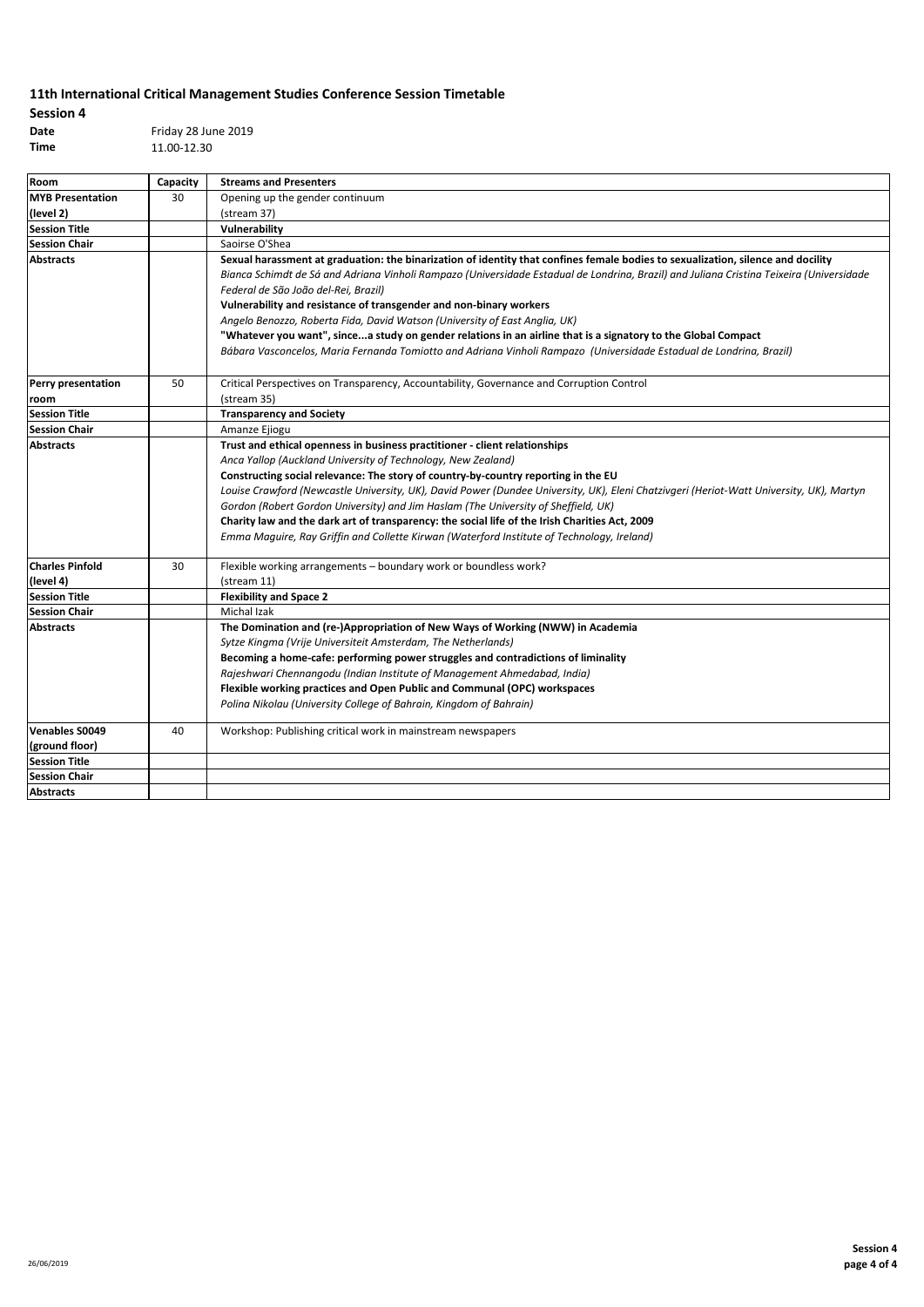## 11th International Critical Management Studies Conference Session Timetable

**Session 4**

**Date** Friday 28 June 2019

**Time** 11.00-12.30

| Room | Capacity | Streams and Presenters |
|---|---|---|
| **MYB Presentation (level 2)** | 30 | Opening up the gender continuum (stream 37) |
| **Session Title** | | **Vulnerability** |
| **Session Chair** | | Saoirse O'Shea |
| **Abstracts** | | **Sexual harassment at graduation: the binarization of identity that confines female bodies to sexualization, silence and docility**<br>*Bianca Schimdt de Sá and Adriana Vinholi Rampazo (Universidade Estadual de Londrina, Brazil) and Juliana Cristina Teixeira (Universidade Federal de São João del-Rei, Brazil)*<br>**Vulnerability and resistance of transgender and non-binary workers**<br>*Angelo Benozzo, Roberta Fida, David Watson (University of East Anglia, UK)*<br>**"Whatever you want", since...a study on gender relations in an airline that is a signatory to the Global Compact**<br>*Bábara Vasconcelos, Maria Fernanda Tomiotto and Adriana Vinholi Rampazo (Universidade Estadual de Londrina, Brazil)* |
| **Perry presentation room** | 50 | Critical Perspectives on Transparency, Accountability, Governance and Corruption Control (stream 35) |
| **Session Title** | | **Transparency and Society** |
| **Session Chair** | | Amanze Ejiogu |
| **Abstracts** | | **Trust and ethical openness in business practitioner - client relationships**<br>*Anca Yallop (Auckland University of Technology, New Zealand)*<br>**Constructing social relevance: The story of country-by-country reporting in the EU**<br>*Louise Crawford (Newcastle University, UK), David Power (Dundee University, UK), Eleni Chatzivgeri (Heriot-Watt University, UK), Martyn Gordon (Robert Gordon University) and Jim Haslam (The University of Sheffield, UK)*<br>**Charity law and the dark art of transparency: the social life of the Irish Charities Act, 2009**<br>*Emma Maguire, Ray Griffin and Collette Kirwan (Waterford Institute of Technology, Ireland)* |
| **Charles Pinfold (level 4)** | 30 | Flexible working arrangements – boundary work or boundless work? (stream 11) |
| **Session Title** | | **Flexibility and Space 2** |
| **Session Chair** | | Michal Izak |
| **Abstracts** | | **The Domination and (re-)Appropriation of New Ways of Working (NWW) in Academia**<br>*Sytze Kingma (Vrije Universiteit Amsterdam, The Netherlands)*<br>**Becoming a home-cafe: performing power struggles and contradictions of liminality**<br>*Rajeshwari Chennangodu (Indian Institute of Management Ahmedabad, India)*<br>**Flexible working practices and Open Public and Communal (OPC) workspaces**<br>*Polina Nikolau (University College of Bahrain, Kingdom of Bahrain)* |
| **Venables S0049 (ground floor)** | 40 | Workshop: Publishing critical work in mainstream newspapers |
| **Session Title** | | |
| **Session Chair** | | |
| **Abstracts** | | |

26/06/2019